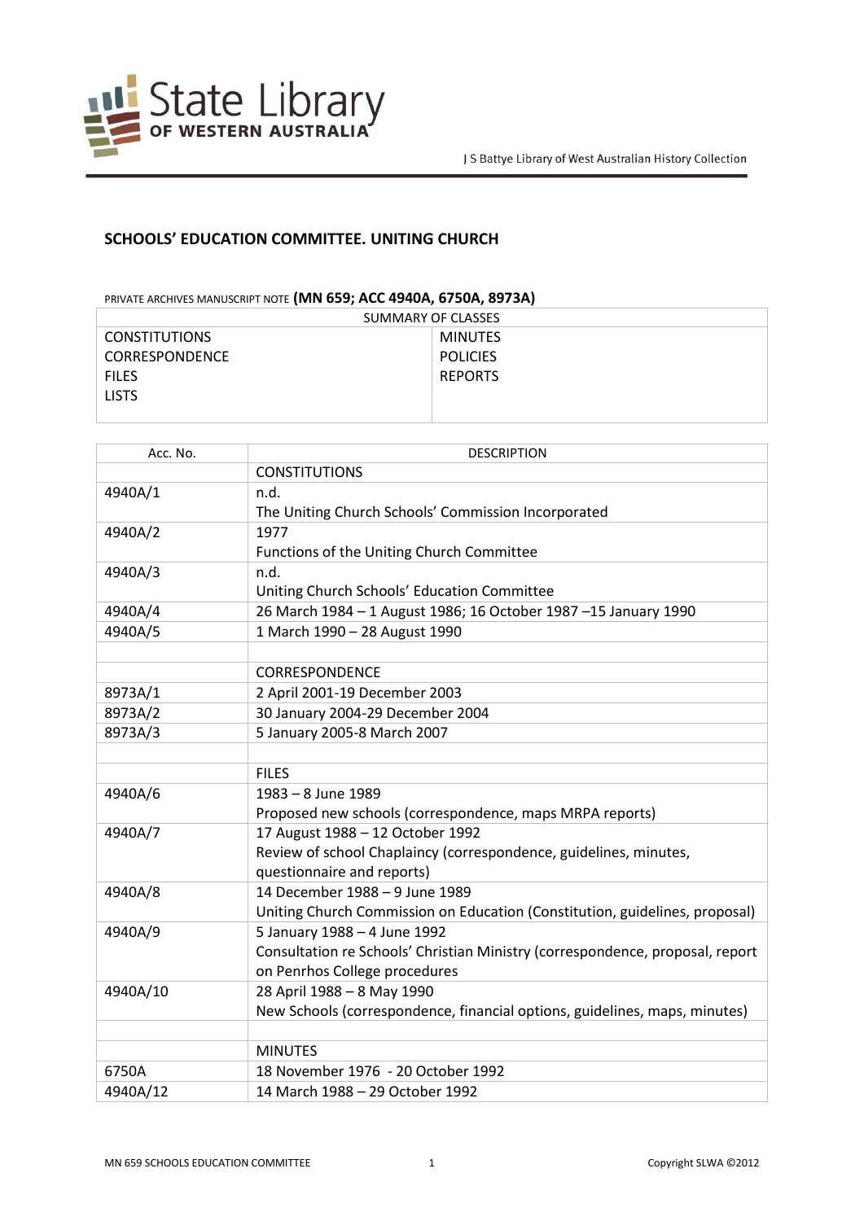J S Battye Library of West Australian History Collection

## SCHOOLS' EDUCATION COMMITTEE. UNITING CHURCH

PRIVATE ARCHIVES MANUSCRIPT NOTE **(MN 659; ACC 4940A, 6750A, 8973A)**

| SUMMARY OF CLASSES | |
|---|---|
| CONSTITUTIONS | MINUTES |
| CORRESPONDENCE | POLICIES |
| FILES | REPORTS |
| LISTS | |

| Acc. No. | DESCRIPTION |
|---|---|
| | CONSTITUTIONS |
| 4940A/1 | n.d.<br>The Uniting Church Schools' Commission Incorporated |
| 4940A/2 | 1977<br>Functions of the Uniting Church Committee |
| 4940A/3 | n.d.<br>Uniting Church Schools' Education Committee |
| 4940A/4 | 26 March 1984 – 1 August 1986; 16 October 1987 –15 January 1990 |
| 4940A/5 | 1 March 1990 – 28 August 1990 |
| | |
| | CORRESPONDENCE |
| 8973A/1 | 2 April 2001-19 December 2003 |
| 8973A/2 | 30 January 2004-29 December 2004 |
| 8973A/3 | 5 January 2005-8 March 2007 |
| | |
| | FILES |
| 4940A/6 | 1983 – 8 June 1989<br>Proposed new schools (correspondence, maps MRPA reports) |
| 4940A/7 | 17 August 1988 – 12 October 1992<br>Review of school Chaplaincy (correspondence, guidelines, minutes, questionnaire and reports) |
| 4940A/8 | 14 December 1988 – 9 June 1989<br>Uniting Church Commission on Education (Constitution, guidelines, proposal) |
| 4940A/9 | 5 January 1988 – 4 June 1992<br>Consultation re Schools' Christian Ministry (correspondence, proposal, report on Penrhos College procedures |
| 4940A/10 | 28 April 1988 – 8 May 1990<br>New Schools (correspondence, financial options, guidelines, maps, minutes) |
| | |
| | MINUTES |
| 6750A | 18 November 1976 - 20 October 1992 |
| 4940A/12 | 14 March 1988 – 29 October 1992 |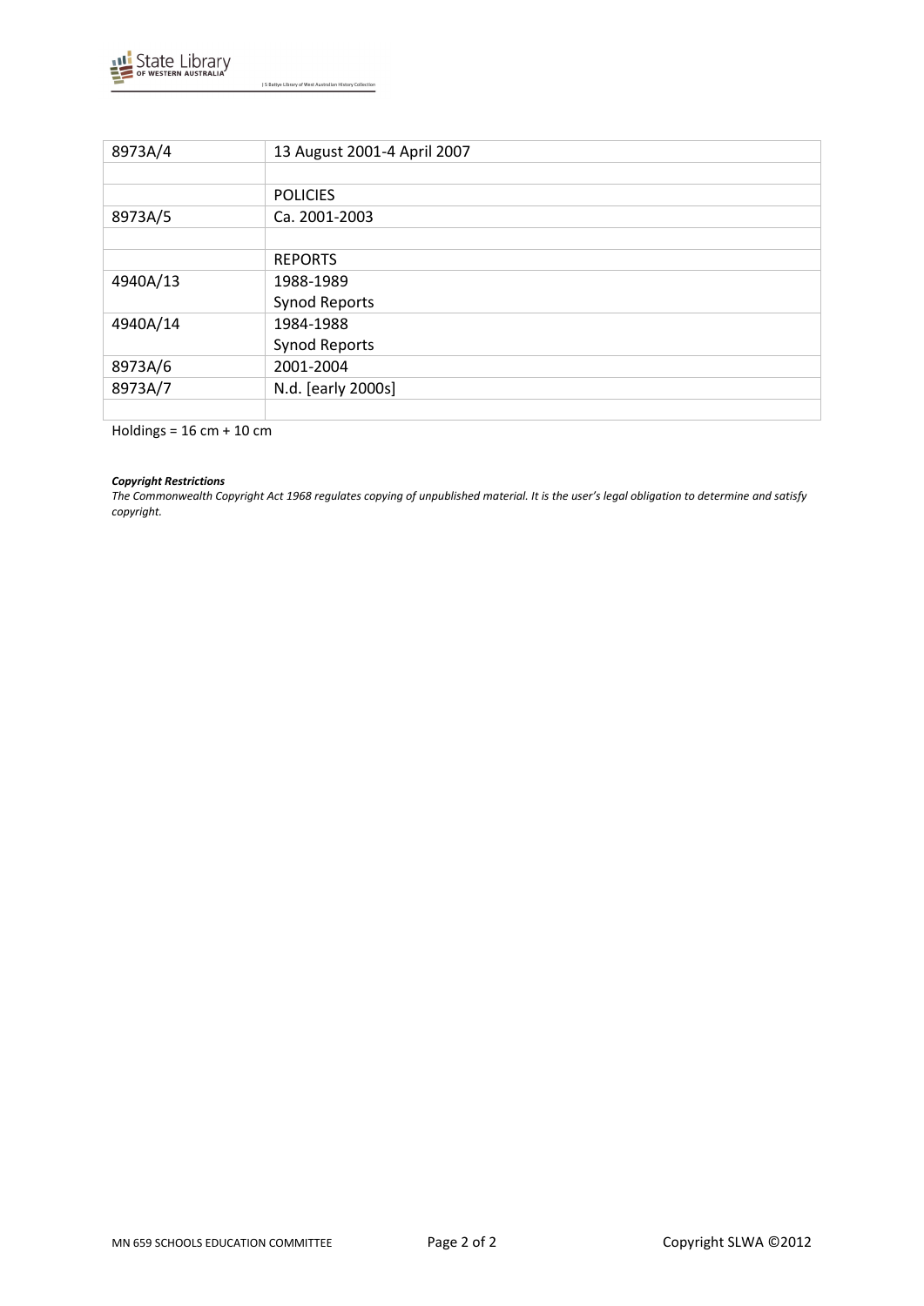| | |
|---|---|
| 8973A/4 | 13 August 2001-4 April 2007 |
| | |
| | POLICIES |
| 8973A/5 | Ca. 2001-2003 |
| | |
| | REPORTS |
| 4940A/13 | 1988-1989<br>Synod Reports |
| 4940A/14 | 1984-1988<br>Synod Reports |
| 8973A/6 | 2001-2004 |
| 8973A/7 | N.d. [early 2000s] |
| | |

Holdings = 16 cm + 10 cm

***Copyright Restrictions***

*The Commonwealth Copyright Act 1968 regulates copying of unpublished material. It is the user's legal obligation to determine and satisfy copyright.*